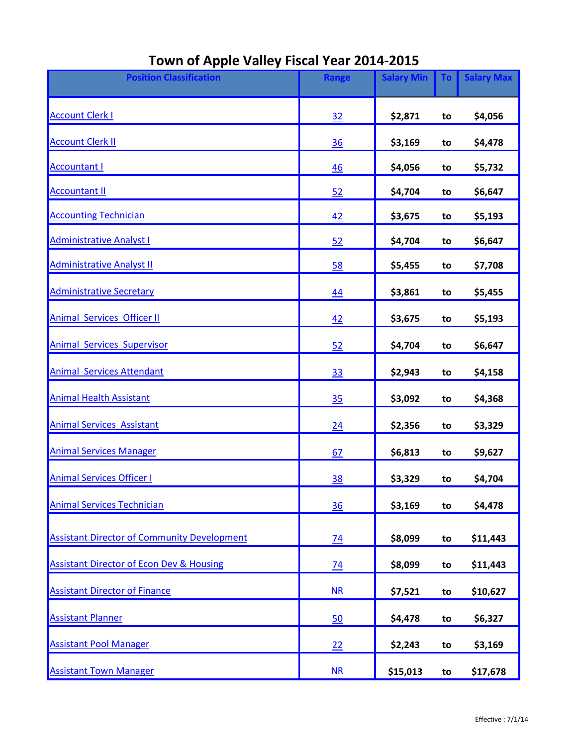# Town of Apple Valley Fiscal Year 2014-2015

| Position Classification | Range | Salary Min | To | Salary Max |
|---|---|---|---|---|
| Account Clerk I | 32 | $2,871 | to | $4,056 |
| Account Clerk II | 36 | $3,169 | to | $4,478 |
| Accountant I | 46 | $4,056 | to | $5,732 |
| Accountant II | 52 | $4,704 | to | $6,647 |
| Accounting Technician | 42 | $3,675 | to | $5,193 |
| Administrative Analyst I | 52 | $4,704 | to | $6,647 |
| Administrative Analyst II | 58 | $5,455 | to | $7,708 |
| Administrative Secretary | 44 | $3,861 | to | $5,455 |
| Animal Services Officer II | 42 | $3,675 | to | $5,193 |
| Animal Services Supervisor | 52 | $4,704 | to | $6,647 |
| Animal Services Attendant | 33 | $2,943 | to | $4,158 |
| Animal Health Assistant | 35 | $3,092 | to | $4,368 |
| Animal Services Assistant | 24 | $2,356 | to | $3,329 |
| Animal Services Manager | 67 | $6,813 | to | $9,627 |
| Animal Services Officer I | 38 | $3,329 | to | $4,704 |
| Animal Services Technician | 36 | $3,169 | to | $4,478 |
| Assistant Director of Community Development | 74 | $8,099 | to | $11,443 |
| Assistant Director of Econ Dev & Housing | 74 | $8,099 | to | $11,443 |
| Assistant Director of Finance | NR | $7,521 | to | $10,627 |
| Assistant Planner | 50 | $4,478 | to | $6,327 |
| Assistant Pool Manager | 22 | $2,243 | to | $3,169 |
| Assistant Town Manager | NR | $15,013 | to | $17,678 |

Effective : 7/1/14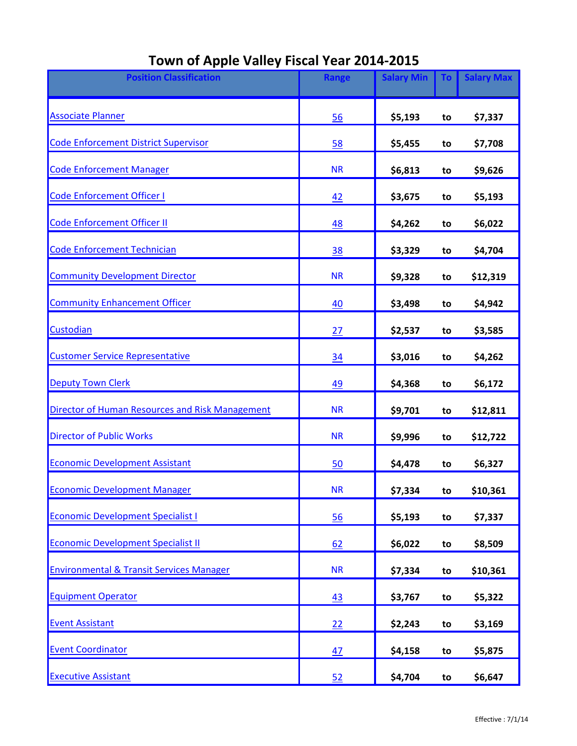# Town of Apple Valley Fiscal Year 2014-2015

| Position Classification | Range | Salary Min | To | Salary Max |
|---|---|---|---|---|
| Associate Planner | 56 | $5,193 | to | $7,337 |
| Code Enforcement District Supervisor | 58 | $5,455 | to | $7,708 |
| Code Enforcement Manager | NR | $6,813 | to | $9,626 |
| Code Enforcement Officer I | 42 | $3,675 | to | $5,193 |
| Code Enforcement Officer II | 48 | $4,262 | to | $6,022 |
| Code Enforcement Technician | 38 | $3,329 | to | $4,704 |
| Community Development Director | NR | $9,328 | to | $12,319 |
| Community Enhancement Officer | 40 | $3,498 | to | $4,942 |
| Custodian | 27 | $2,537 | to | $3,585 |
| Customer Service Representative | 34 | $3,016 | to | $4,262 |
| Deputy Town Clerk | 49 | $4,368 | to | $6,172 |
| Director of Human Resources and Risk Management | NR | $9,701 | to | $12,811 |
| Director of Public Works | NR | $9,996 | to | $12,722 |
| Economic Development Assistant | 50 | $4,478 | to | $6,327 |
| Economic Development Manager | NR | $7,334 | to | $10,361 |
| Economic Development Specialist I | 56 | $5,193 | to | $7,337 |
| Economic Development Specialist II | 62 | $6,022 | to | $8,509 |
| Environmental & Transit Services Manager | NR | $7,334 | to | $10,361 |
| Equipment Operator | 43 | $3,767 | to | $5,322 |
| Event Assistant | 22 | $2,243 | to | $3,169 |
| Event Coordinator | 47 | $4,158 | to | $5,875 |
| Executive Assistant | 52 | $4,704 | to | $6,647 |

Effective : 7/1/14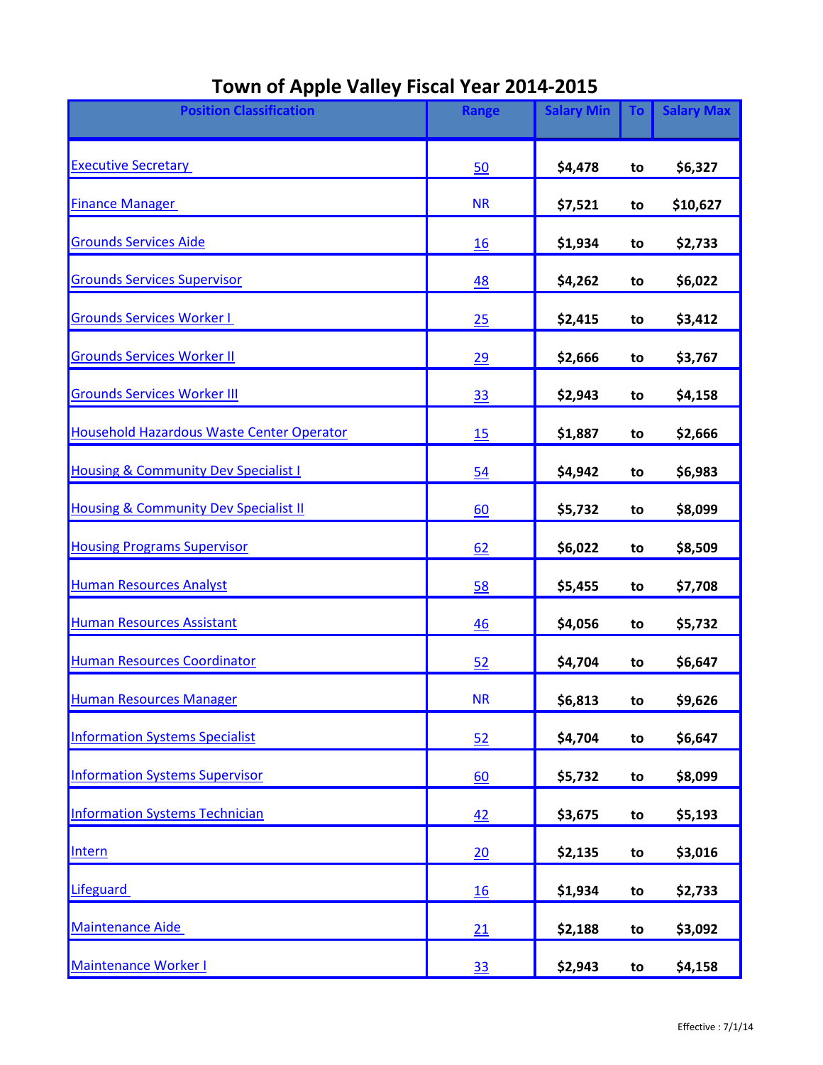# Town of Apple Valley Fiscal Year 2014-2015

| Position Classification | Range | Salary Min | To | Salary Max |
|---|---|---|---|---|
| Executive Secretary | 50 | $4,478 | to | $6,327 |
| Finance Manager | NR | $7,521 | to | $10,627 |
| Grounds Services Aide | 16 | $1,934 | to | $2,733 |
| Grounds Services Supervisor | 48 | $4,262 | to | $6,022 |
| Grounds Services Worker I | 25 | $2,415 | to | $3,412 |
| Grounds Services Worker II | 29 | $2,666 | to | $3,767 |
| Grounds Services Worker III | 33 | $2,943 | to | $4,158 |
| Household Hazardous Waste Center Operator | 15 | $1,887 | to | $2,666 |
| Housing & Community Dev Specialist I | 54 | $4,942 | to | $6,983 |
| Housing & Community Dev Specialist II | 60 | $5,732 | to | $8,099 |
| Housing Programs Supervisor | 62 | $6,022 | to | $8,509 |
| Human Resources Analyst | 58 | $5,455 | to | $7,708 |
| Human Resources Assistant | 46 | $4,056 | to | $5,732 |
| Human Resources Coordinator | 52 | $4,704 | to | $6,647 |
| Human Resources Manager | NR | $6,813 | to | $9,626 |
| Information Systems Specialist | 52 | $4,704 | to | $6,647 |
| Information Systems Supervisor | 60 | $5,732 | to | $8,099 |
| Information Systems Technician | 42 | $3,675 | to | $5,193 |
| Intern | 20 | $2,135 | to | $3,016 |
| Lifeguard | 16 | $1,934 | to | $2,733 |
| Maintenance Aide | 21 | $2,188 | to | $3,092 |
| Maintenance Worker I | 33 | $2,943 | to | $4,158 |

Effective : 7/1/14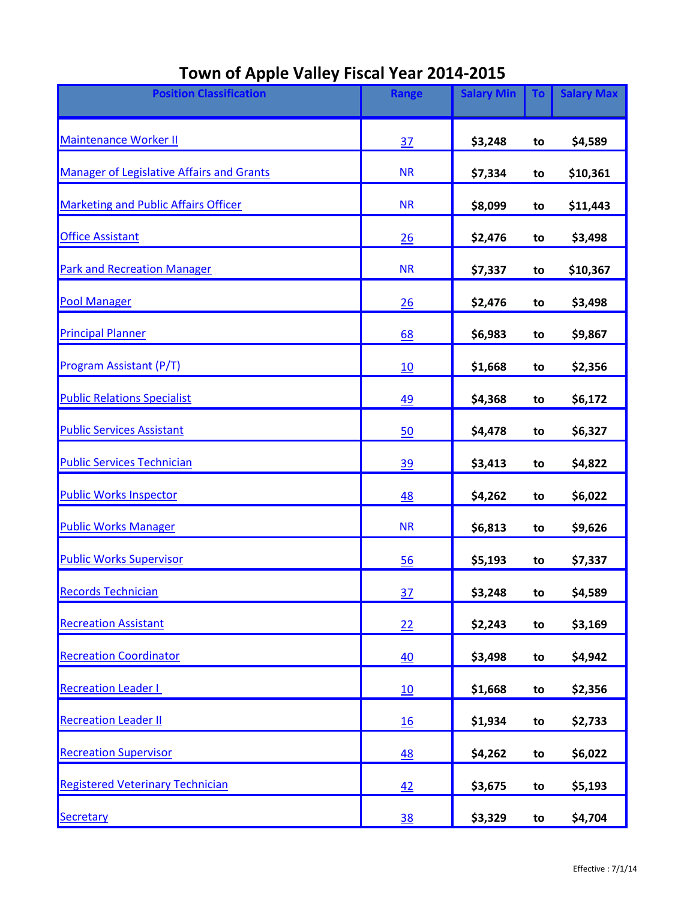# Town of Apple Valley Fiscal Year 2014-2015

| Position Classification | Range | Salary Min | To | Salary Max |
|---|---|---|---|---|
| Maintenance Worker II | 37 | $3,248 | to | $4,589 |
| Manager of Legislative Affairs and Grants | NR | $7,334 | to | $10,361 |
| Marketing and Public Affairs Officer | NR | $8,099 | to | $11,443 |
| Office Assistant | 26 | $2,476 | to | $3,498 |
| Park and Recreation Manager | NR | $7,337 | to | $10,367 |
| Pool Manager | 26 | $2,476 | to | $3,498 |
| Principal Planner | 68 | $6,983 | to | $9,867 |
| Program Assistant (P/T) | 10 | $1,668 | to | $2,356 |
| Public Relations Specialist | 49 | $4,368 | to | $6,172 |
| Public Services Assistant | 50 | $4,478 | to | $6,327 |
| Public Services Technician | 39 | $3,413 | to | $4,822 |
| Public Works Inspector | 48 | $4,262 | to | $6,022 |
| Public Works Manager | NR | $6,813 | to | $9,626 |
| Public Works Supervisor | 56 | $5,193 | to | $7,337 |
| Records Technician | 37 | $3,248 | to | $4,589 |
| Recreation Assistant | 22 | $2,243 | to | $3,169 |
| Recreation Coordinator | 40 | $3,498 | to | $4,942 |
| Recreation Leader I | 10 | $1,668 | to | $2,356 |
| Recreation Leader II | 16 | $1,934 | to | $2,733 |
| Recreation Supervisor | 48 | $4,262 | to | $6,022 |
| Registered Veterinary Technician | 42 | $3,675 | to | $5,193 |
| Secretary | 38 | $3,329 | to | $4,704 |

Effective : 7/1/14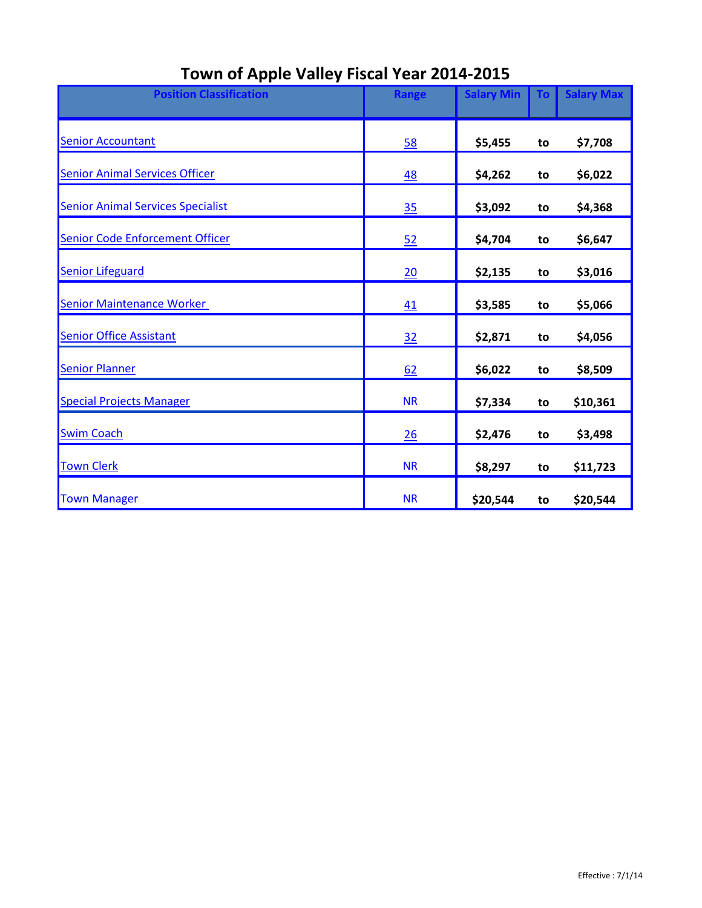# Town of Apple Valley Fiscal Year 2014-2015

| Position Classification | Range | Salary Min | To | Salary Max |
|---|---|---|---|---|
| Senior Accountant | 58 | $5,455 | to | $7,708 |
| Senior Animal Services Officer | 48 | $4,262 | to | $6,022 |
| Senior Animal Services Specialist | 35 | $3,092 | to | $4,368 |
| Senior Code Enforcement Officer | 52 | $4,704 | to | $6,647 |
| Senior Lifeguard | 20 | $2,135 | to | $3,016 |
| Senior Maintenance Worker | 41 | $3,585 | to | $5,066 |
| Senior Office Assistant | 32 | $2,871 | to | $4,056 |
| Senior Planner | 62 | $6,022 | to | $8,509 |
| Special Projects Manager | NR | $7,334 | to | $10,361 |
| Swim Coach | 26 | $2,476 | to | $3,498 |
| Town Clerk | NR | $8,297 | to | $11,723 |
| Town Manager | NR | $20,544 | to | $20,544 |

Effective : 7/1/14